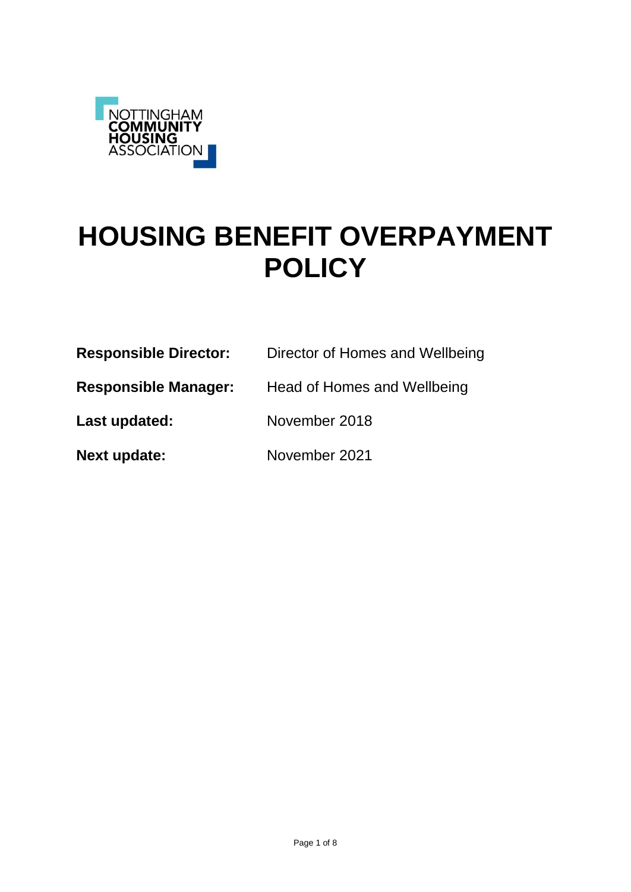NOTTINGHAM COMMUNITY HOUSING ASSOCIATION

# HOUSING BENEFIT OVERPAYMENT POLICY

| | |
|---|---|
| **Responsible Director:** | Director of Homes and Wellbeing |
| **Responsible Manager:** | Head of Homes and Wellbeing |
| **Last updated:** | November 2018 |
| **Next update:** | November 2021 |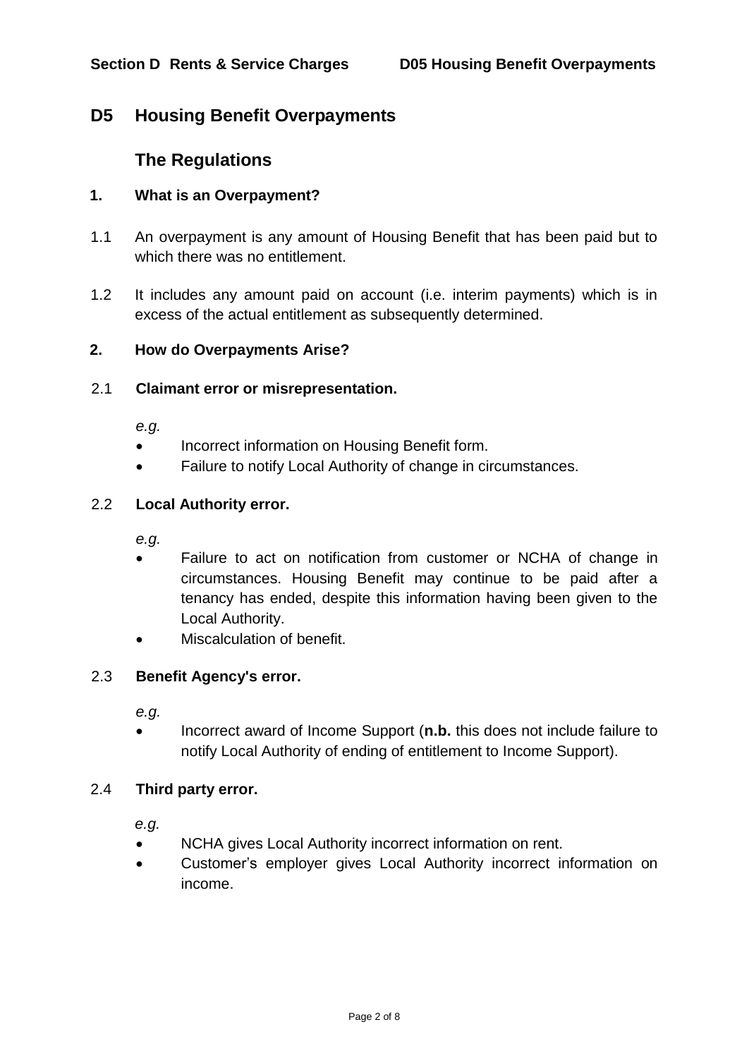# D5 Housing Benefit Overpayments

## The Regulations

### 1. What is an Overpayment?

1.1 An overpayment is any amount of Housing Benefit that has been paid but to which there was no entitlement.

1.2 It includes any amount paid on account (i.e. interim payments) which is in excess of the actual entitlement as subsequently determined.

### 2. How do Overpayments Arise?

2.1 **Claimant error or misrepresentation.**

*e.g.*

- Incorrect information on Housing Benefit form.
- Failure to notify Local Authority of change in circumstances.

2.2 **Local Authority error.**

*e.g.*

- Failure to act on notification from customer or NCHA of change in circumstances. Housing Benefit may continue to be paid after a tenancy has ended, despite this information having been given to the Local Authority.
- Miscalculation of benefit.

2.3 **Benefit Agency's error.**

*e.g.*

- Incorrect award of Income Support (**n.b.** this does not include failure to notify Local Authority of ending of entitlement to Income Support).

2.4 **Third party error.**

*e.g.*

- NCHA gives Local Authority incorrect information on rent.
- Customer’s employer gives Local Authority incorrect information on income.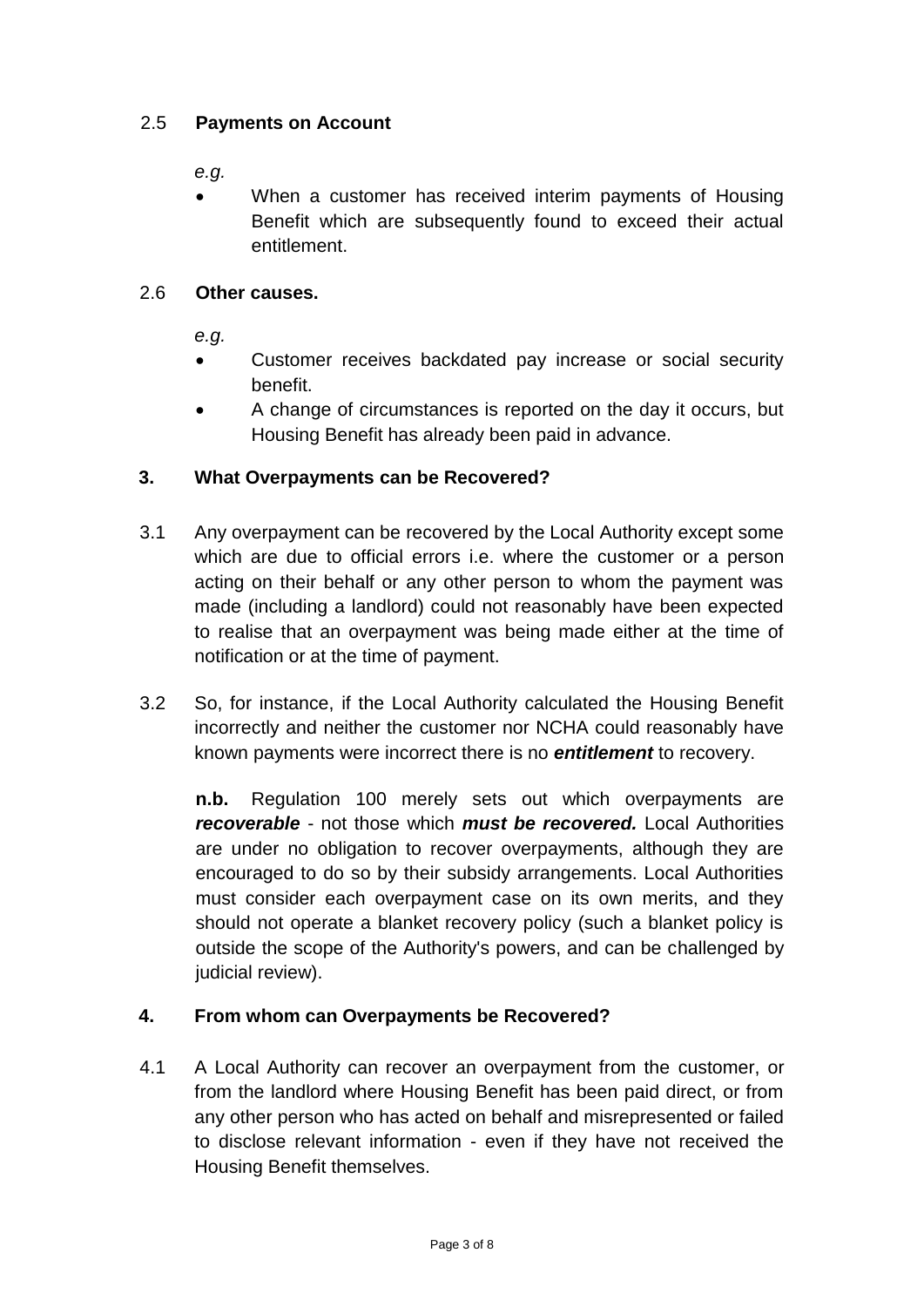### 2.5 Payments on Account

*e.g.*

- When a customer has received interim payments of Housing Benefit which are subsequently found to exceed their actual entitlement.

### 2.6 Other causes.

*e.g.*

- Customer receives backdated pay increase or social security benefit.
- A change of circumstances is reported on the day it occurs, but Housing Benefit has already been paid in advance.

## 3. What Overpayments can be Recovered?

3.1 Any overpayment can be recovered by the Local Authority except some which are due to official errors i.e. where the customer or a person acting on their behalf or any other person to whom the payment was made (including a landlord) could not reasonably have been expected to realise that an overpayment was being made either at the time of notification or at the time of payment.

3.2 So, for instance, if the Local Authority calculated the Housing Benefit incorrectly and neither the customer nor NCHA could reasonably have known payments were incorrect there is no ***entitlement*** to recovery.

**n.b.** Regulation 100 merely sets out which overpayments are ***recoverable*** - not those which ***must be recovered.*** Local Authorities are under no obligation to recover overpayments, although they are encouraged to do so by their subsidy arrangements. Local Authorities must consider each overpayment case on its own merits, and they should not operate a blanket recovery policy (such a blanket policy is outside the scope of the Authority's powers, and can be challenged by judicial review).

## 4. From whom can Overpayments be Recovered?

4.1 A Local Authority can recover an overpayment from the customer, or from the landlord where Housing Benefit has been paid direct, or from any other person who has acted on behalf and misrepresented or failed to disclose relevant information - even if they have not received the Housing Benefit themselves.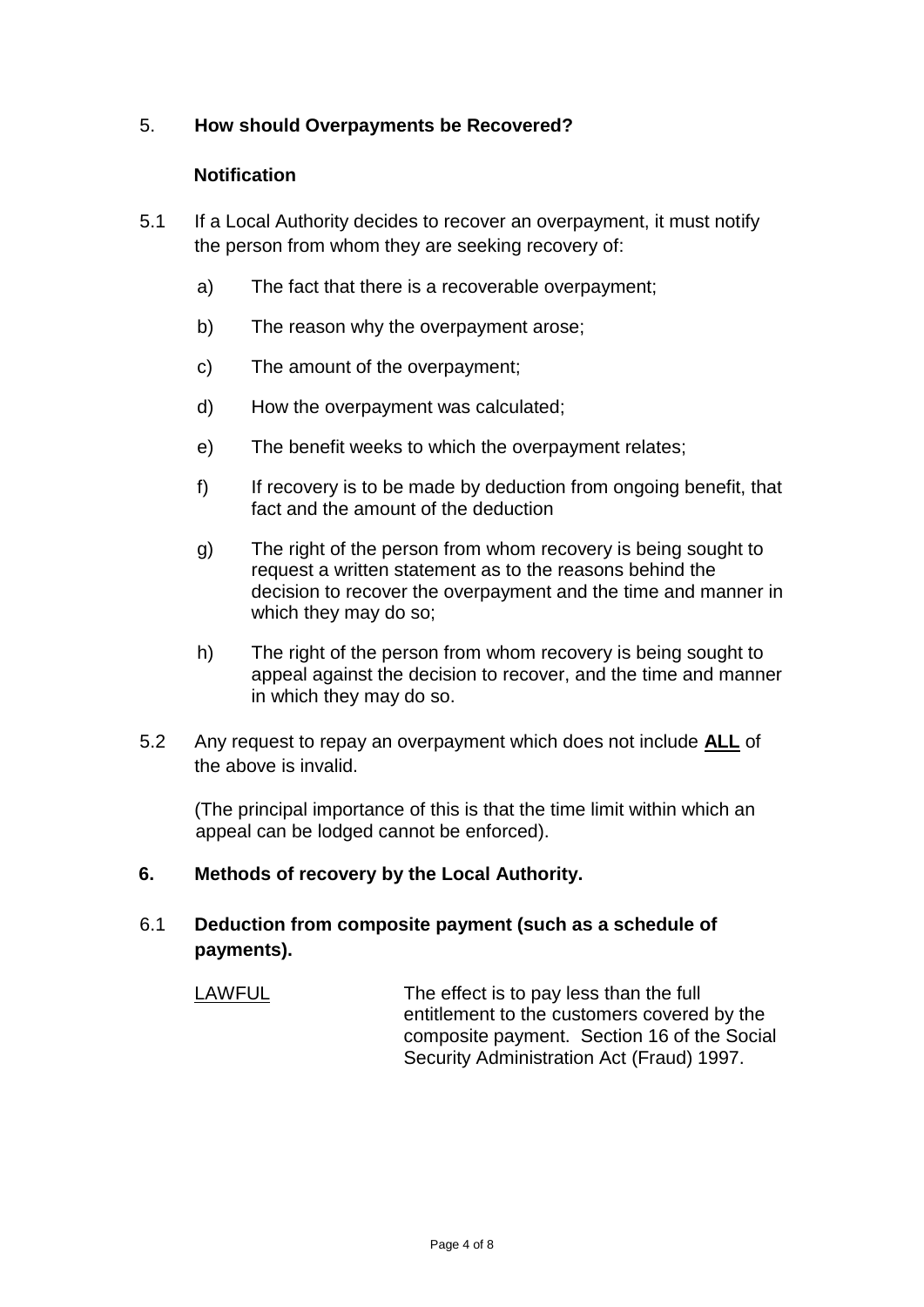## 5. How should Overpayments be Recovered?

### Notification

5.1 If a Local Authority decides to recover an overpayment, it must notify the person from whom they are seeking recovery of:

a) The fact that there is a recoverable overpayment;

b) The reason why the overpayment arose;

c) The amount of the overpayment;

d) How the overpayment was calculated;

e) The benefit weeks to which the overpayment relates;

f) If recovery is to be made by deduction from ongoing benefit, that fact and the amount of the deduction

g) The right of the person from whom recovery is being sought to request a written statement as to the reasons behind the decision to recover the overpayment and the time and manner in which they may do so;

h) The right of the person from whom recovery is being sought to appeal against the decision to recover, and the time and manner in which they may do so.

5.2 Any request to repay an overpayment which does not include **ALL** of the above is invalid.

(The principal importance of this is that the time limit within which an appeal can be lodged cannot be enforced).

## 6. Methods of recovery by the Local Authority.

### 6.1 Deduction from composite payment (such as a schedule of payments).

LAWFUL — The effect is to pay less than the full entitlement to the customers covered by the composite payment. Section 16 of the Social Security Administration Act (Fraud) 1997.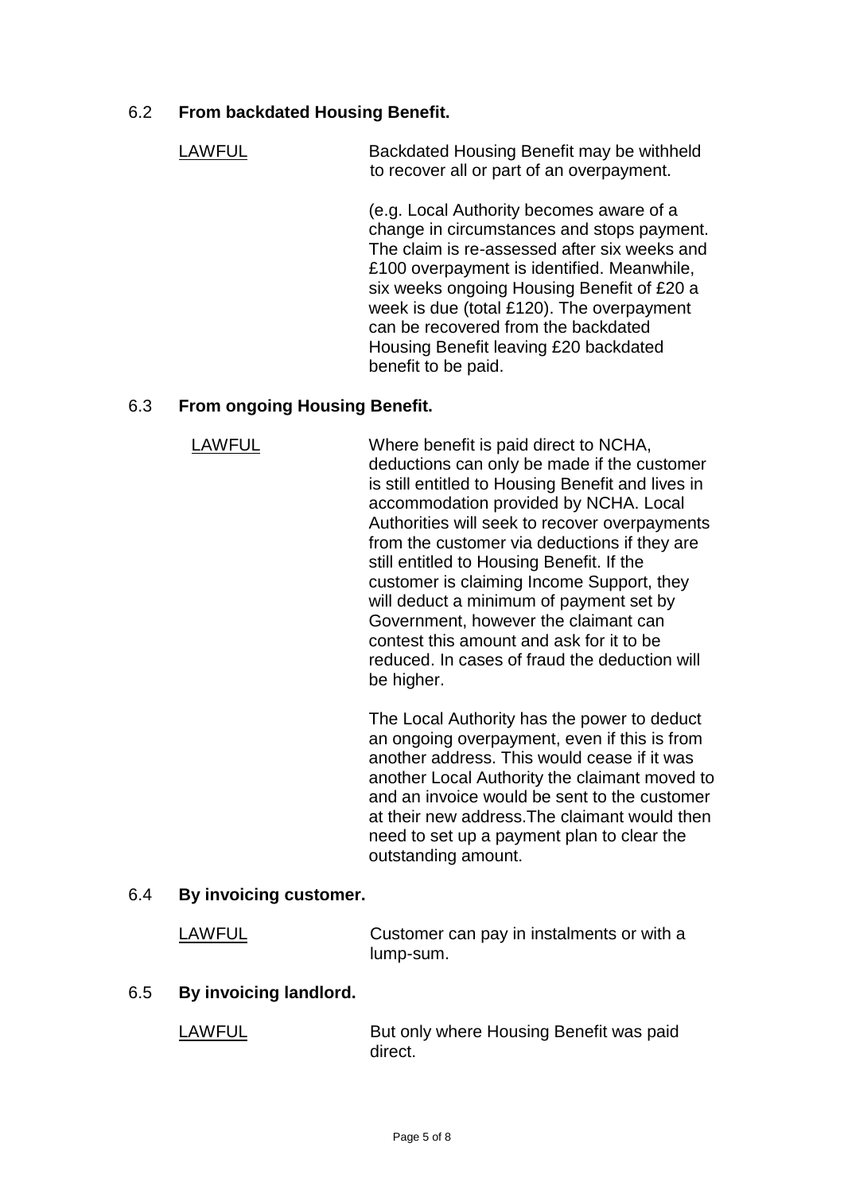### 6.2 From backdated Housing Benefit.

LAWFUL

Backdated Housing Benefit may be withheld to recover all or part of an overpayment.

(e.g. Local Authority becomes aware of a change in circumstances and stops payment. The claim is re-assessed after six weeks and £100 overpayment is identified. Meanwhile, six weeks ongoing Housing Benefit of £20 a week is due (total £120). The overpayment can be recovered from the backdated Housing Benefit leaving £20 backdated benefit to be paid.

### 6.3 From ongoing Housing Benefit.

LAWFUL

Where benefit is paid direct to NCHA, deductions can only be made if the customer is still entitled to Housing Benefit and lives in accommodation provided by NCHA. Local Authorities will seek to recover overpayments from the customer via deductions if they are still entitled to Housing Benefit. If the customer is claiming Income Support, they will deduct a minimum of payment set by Government, however the claimant can contest this amount and ask for it to be reduced. In cases of fraud the deduction will be higher.

The Local Authority has the power to deduct an ongoing overpayment, even if this is from another address. This would cease if it was another Local Authority the claimant moved to and an invoice would be sent to the customer at their new address.The claimant would then need to set up a payment plan to clear the outstanding amount.

### 6.4 By invoicing customer.

LAWFUL

Customer can pay in instalments or with a lump-sum.

### 6.5 By invoicing landlord.

LAWFUL

But only where Housing Benefit was paid direct.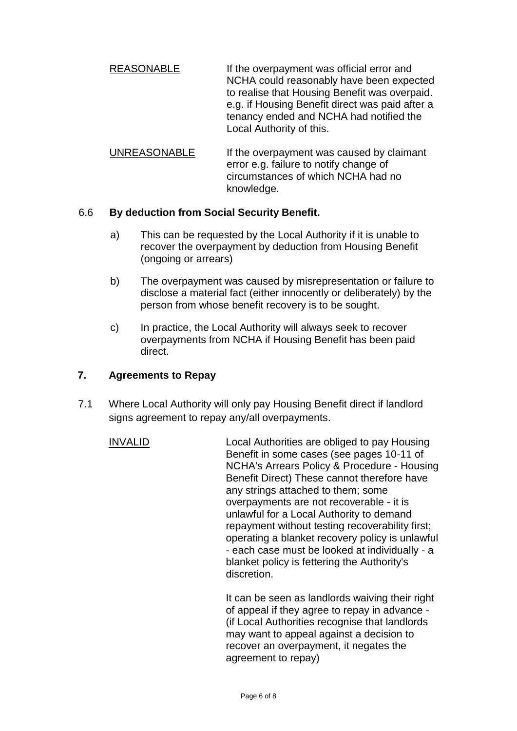<u>REASONABLE</u> — If the overpayment was official error and NCHA could reasonably have been expected to realise that Housing Benefit was overpaid. e.g. if Housing Benefit direct was paid after a tenancy ended and NCHA had notified the Local Authority of this.

<u>UNREASONABLE</u> — If the overpayment was caused by claimant error e.g. failure to notify change of circumstances of which NCHA had no knowledge.

### 6.6 By deduction from Social Security Benefit.

a) This can be requested by the Local Authority if it is unable to recover the overpayment by deduction from Housing Benefit (ongoing or arrears)

b) The overpayment was caused by misrepresentation or failure to disclose a material fact (either innocently or deliberately) by the person from whose benefit recovery is to be sought.

c) In practice, the Local Authority will always seek to recover overpayments from NCHA if Housing Benefit has been paid direct.

## 7. Agreements to Repay

7.1 Where Local Authority will only pay Housing Benefit direct if landlord signs agreement to repay any/all overpayments.

<u>INVALID</u> — Local Authorities are obliged to pay Housing Benefit in some cases (see pages 10-11 of NCHA's Arrears Policy & Procedure - Housing Benefit Direct) These cannot therefore have any strings attached to them; some overpayments are not recoverable - it is unlawful for a Local Authority to demand repayment without testing recoverability first; operating a blanket recovery policy is unlawful - each case must be looked at individually - a blanket policy is fettering the Authority's discretion.

It can be seen as landlords waiving their right of appeal if they agree to repay in advance - (if Local Authorities recognise that landlords may want to appeal against a decision to recover an overpayment, it negates the agreement to repay)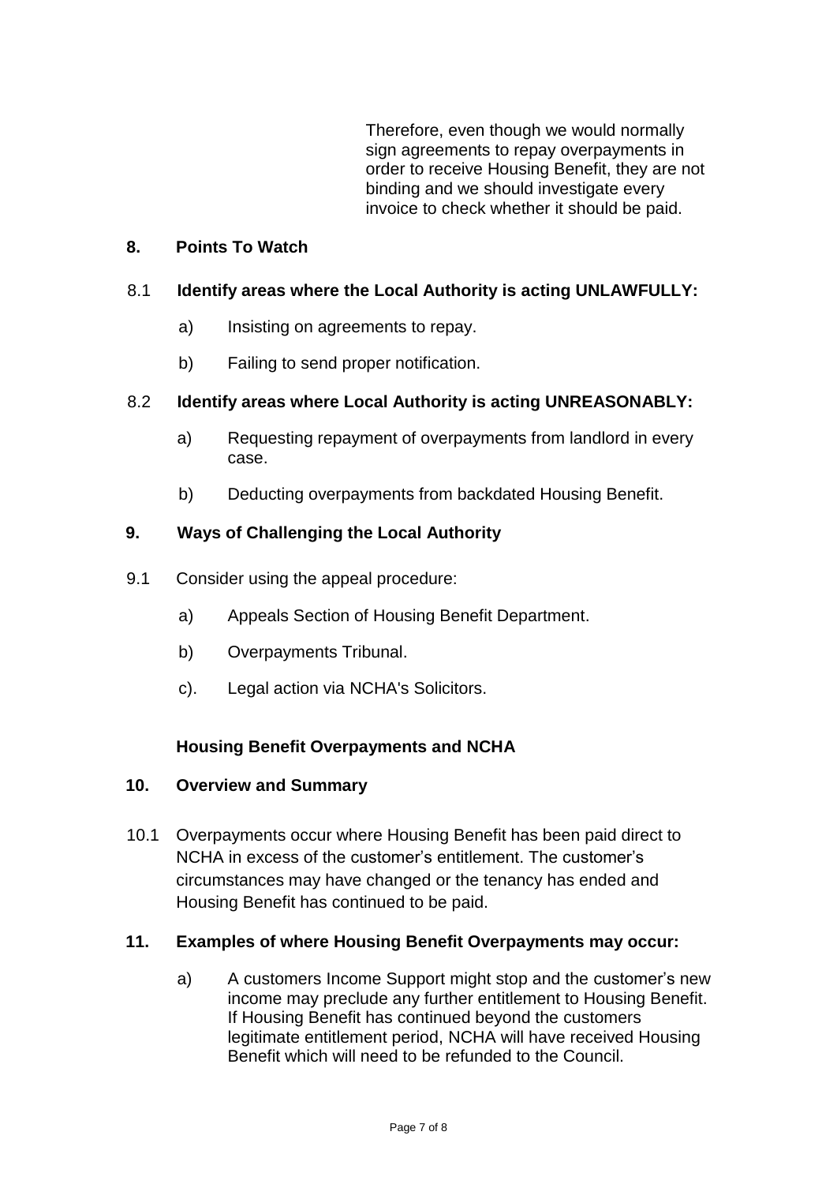Therefore, even though we would normally sign agreements to repay overpayments in order to receive Housing Benefit, they are not binding and we should investigate every invoice to check whether it should be paid.

## 8. Points To Watch

### 8.1 Identify areas where the Local Authority is acting UNLAWFULLY:

a) Insisting on agreements to repay.

b) Failing to send proper notification.

### 8.2 Identify areas where Local Authority is acting UNREASONABLY:

a) Requesting repayment of overpayments from landlord in every case.

b) Deducting overpayments from backdated Housing Benefit.

## 9. Ways of Challenging the Local Authority

9.1 Consider using the appeal procedure:

a) Appeals Section of Housing Benefit Department.

b) Overpayments Tribunal.

c). Legal action via NCHA's Solicitors.

**Housing Benefit Overpayments and NCHA**

## 10. Overview and Summary

10.1 Overpayments occur where Housing Benefit has been paid direct to NCHA in excess of the customer's entitlement. The customer's circumstances may have changed or the tenancy has ended and Housing Benefit has continued to be paid.

## 11. Examples of where Housing Benefit Overpayments may occur:

a) A customers Income Support might stop and the customer's new income may preclude any further entitlement to Housing Benefit. If Housing Benefit has continued beyond the customers legitimate entitlement period, NCHA will have received Housing Benefit which will need to be refunded to the Council.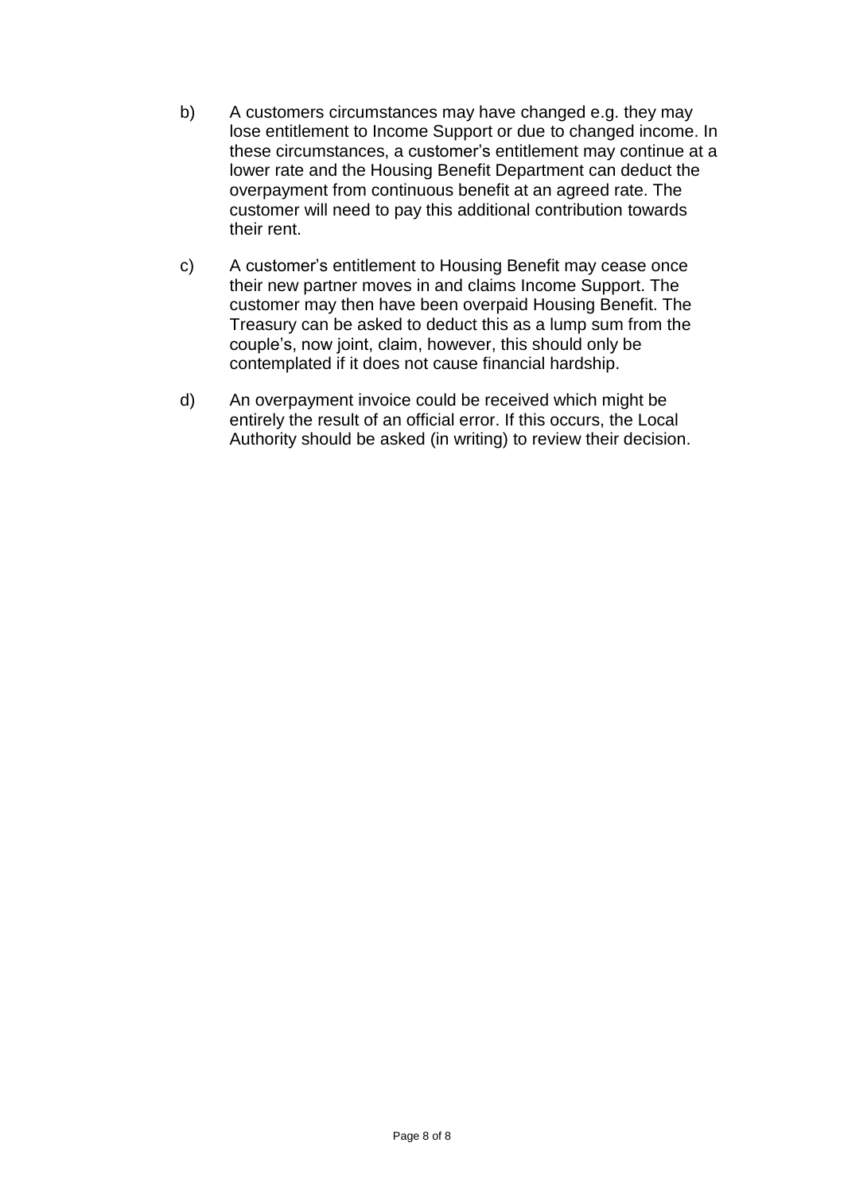b) A customers circumstances may have changed e.g. they may lose entitlement to Income Support or due to changed income. In these circumstances, a customer's entitlement may continue at a lower rate and the Housing Benefit Department can deduct the overpayment from continuous benefit at an agreed rate. The customer will need to pay this additional contribution towards their rent.

c) A customer's entitlement to Housing Benefit may cease once their new partner moves in and claims Income Support. The customer may then have been overpaid Housing Benefit. The Treasury can be asked to deduct this as a lump sum from the couple's, now joint, claim, however, this should only be contemplated if it does not cause financial hardship.

d) An overpayment invoice could be received which might be entirely the result of an official error. If this occurs, the Local Authority should be asked (in writing) to review their decision.